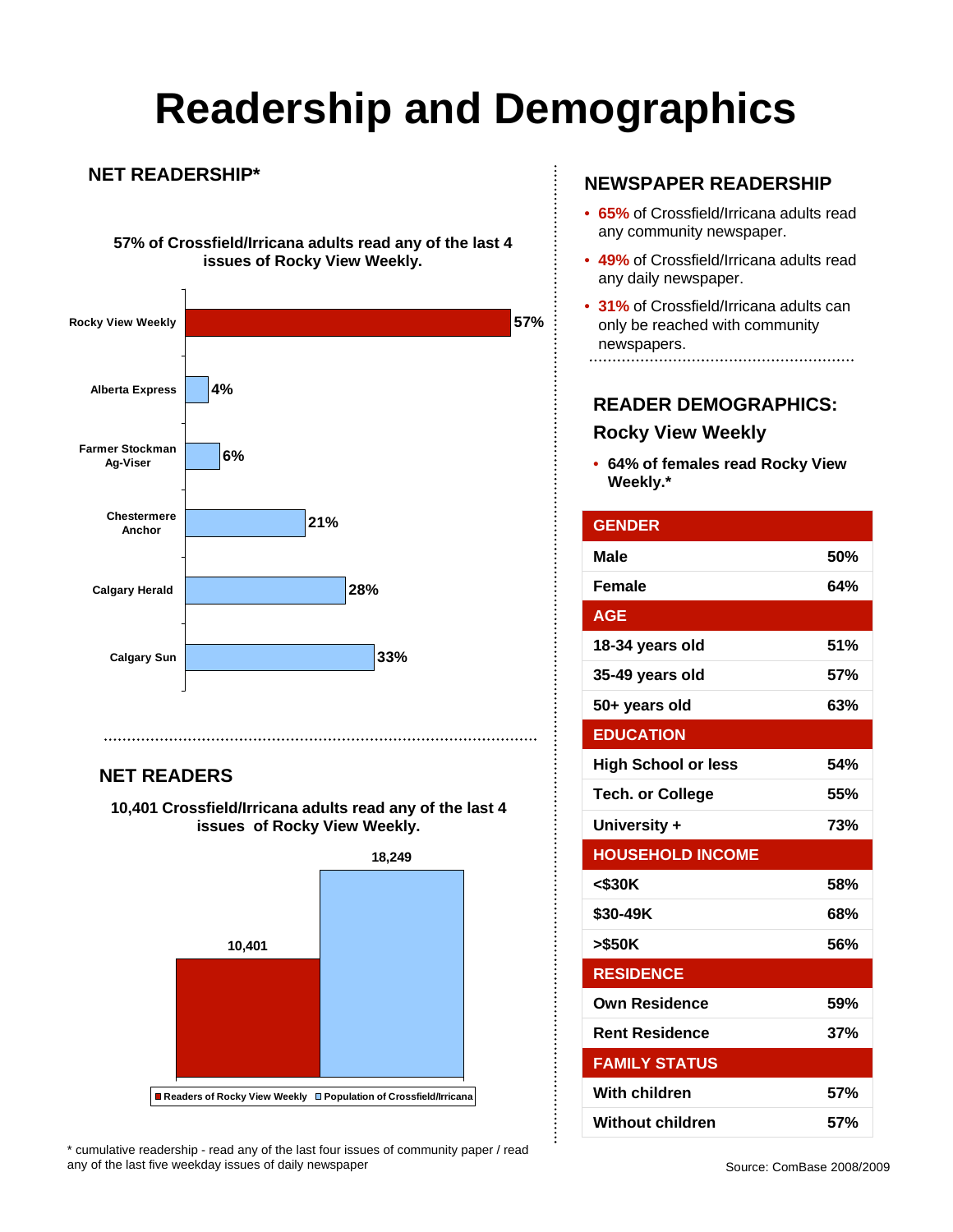# Readership and Demographics

## NET READERSHIP*

**57% of Crossfield/Irricana adults read any of the last 4 issues of Rocky View Weekly.**

| Newspaper | Readership |
|---|---|
| Rocky View Weekly | 57% |
| Alberta Express | 4% |
| Farmer Stockman Ag-Viser | 6% |
| Chestermere Anchor | 21% |
| Calgary Herald | 28% |
| Calgary Sun | 33% |

## NET READERS

**10,401 Crossfield/Irricana adults read any of the last 4 issues of Rocky View Weekly.**

| | Number |
|---|---|
| Readers of Rocky View Weekly | 10,401 |
| Population of Crossfield/Irricana | 18,249 |

\* cumulative readership - read any of the last four issues of community paper / read any of the last five weekday issues of daily newspaper

## NEWSPAPER READERSHIP

- **65%** of Crossfield/Irricana adults read any community newspaper.
- **49%** of Crossfield/Irricana adults read any daily newspaper.
- **31%** of Crossfield/Irricana adults can only be reached with community newspapers.

## READER DEMOGRAPHICS: Rocky View Weekly

- **64% of females read Rocky View Weekly.***

| **GENDER** | |
|---|---|
| Male | 50% |
| Female | 64% |
| **AGE** | |
| 18-34 years old | 51% |
| 35-49 years old | 57% |
| 50+ years old | 63% |
| **EDUCATION** | |
| High School or less | 54% |
| Tech. or College | 55% |
| University + | 73% |
| **HOUSEHOLD INCOME** | |
| <$30K | 58% |
| $30-49K | 68% |
| >$50K | 56% |
| **RESIDENCE** | |
| Own Residence | 59% |
| Rent Residence | 37% |
| **FAMILY STATUS** | |
| With children | 57% |
| Without children | 57% |

Source: ComBase 2008/2009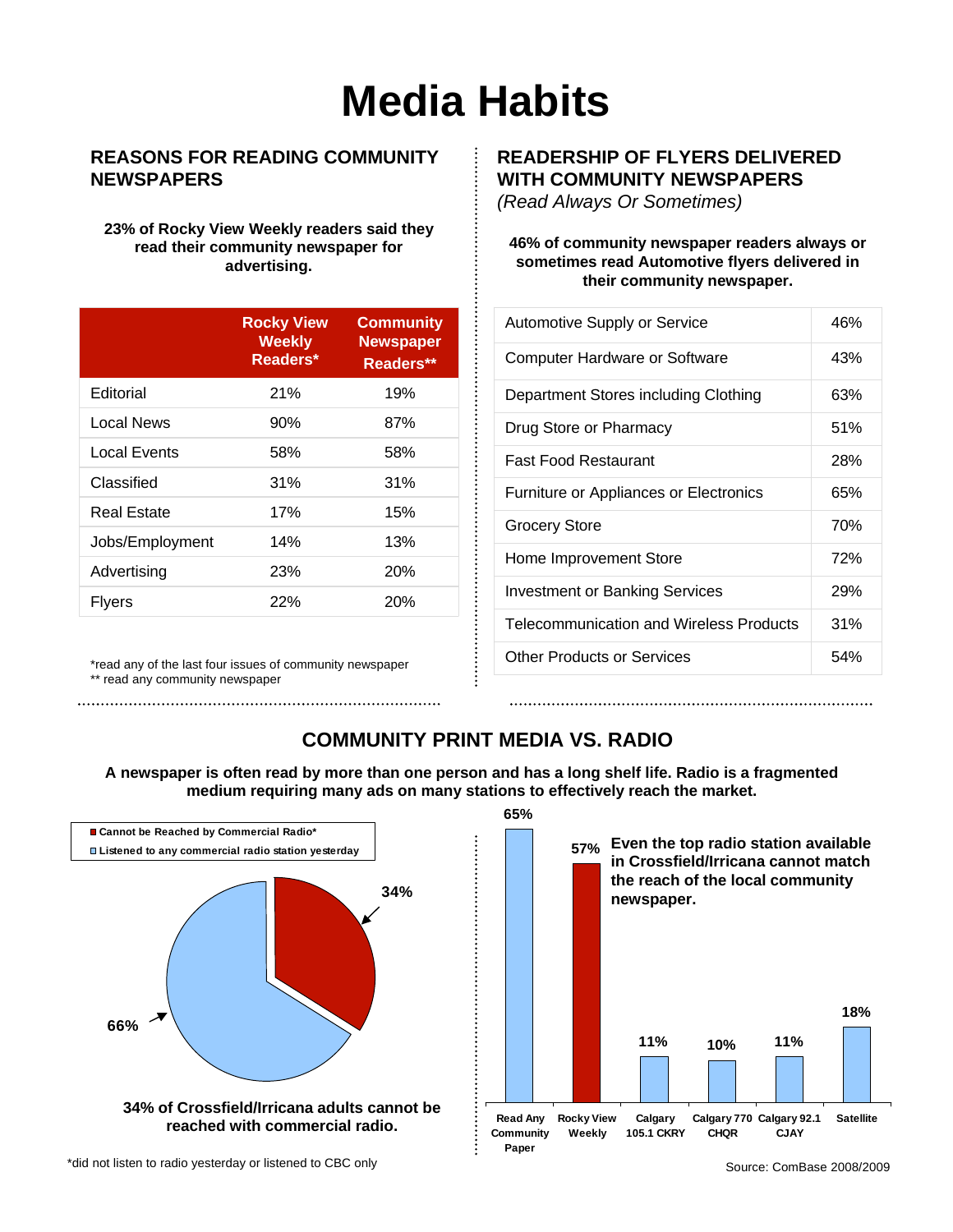# Media Habits

## REASONS FOR READING COMMUNITY NEWSPAPERS

**23% of Rocky View Weekly readers said they read their community newspaper for advertising.**

| | Rocky View Weekly Readers* | Community Newspaper Readers** |
|---|---|---|
| Editorial | 21% | 19% |
| Local News | 90% | 87% |
| Local Events | 58% | 58% |
| Classified | 31% | 31% |
| Real Estate | 17% | 15% |
| Jobs/Employment | 14% | 13% |
| Advertising | 23% | 20% |
| Flyers | 22% | 20% |

*read any of the last four issues of community newspaper
** read any community newspaper

## READERSHIP OF FLYERS DELIVERED WITH COMMUNITY NEWSPAPERS

*(Read Always Or Sometimes)*

**46% of community newspaper readers always or sometimes read Automotive flyers delivered in their community newspaper.**

| | |
|---|---|
| Automotive Supply or Service | 46% |
| Computer Hardware or Software | 43% |
| Department Stores including Clothing | 63% |
| Drug Store or Pharmacy | 51% |
| Fast Food Restaurant | 28% |
| Furniture or Appliances or Electronics | 65% |
| Grocery Store | 70% |
| Home Improvement Store | 72% |
| Investment or Banking Services | 29% |
| Telecommunication and Wireless Products | 31% |
| Other Products or Services | 54% |

## COMMUNITY PRINT MEDIA VS. RADIO

**A newspaper is often read by more than one person and has a long shelf life. Radio is a fragmented medium requiring many ads on many stations to effectively reach the market.**

Cannot be Reached by Commercial Radio*
Listened to any commercial radio station yesterday

34%
66%

**34% of Crossfield/Irricana adults cannot be reached with commercial radio.**

*did not listen to radio yesterday or listened to CBC only

**Even the top radio station available in Crossfield/Irricana cannot match the reach of the local community newspaper.**

65% Read Any Community Paper
57% Rocky View Weekly
11% Calgary 105.1 CKRY
10% Calgary 770 CHQR
11% Calgary 92.1 CJAY
18% Satellite

Source: ComBase 2008/2009